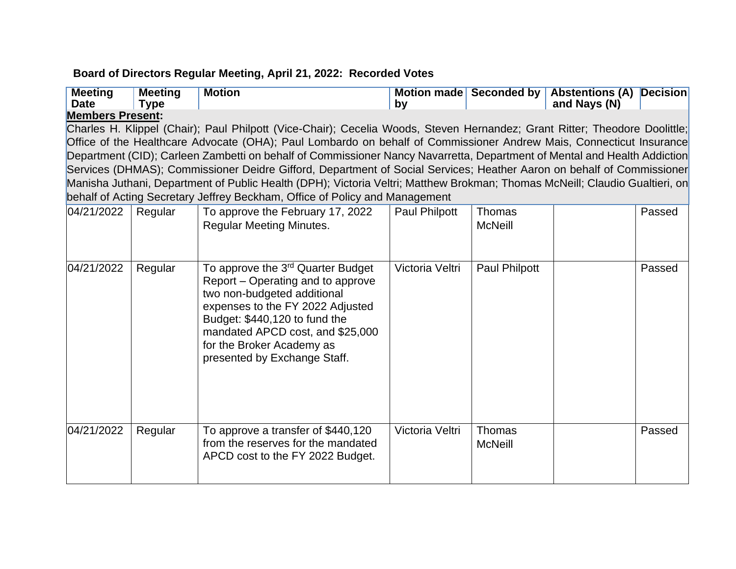**Board of Directors Regular Meeting, April 21, 2022: Recorded Votes**

| Meeting Date | Meeting Type | Motion | Motion made by | Seconded by | Abstentions (A) and Nays (N) | Decision |
|---|---|---|---|---|---|---|
| **Members Present:** Charles H. Klippel (Chair); Paul Philpott (Vice-Chair); Cecelia Woods, Steven Hernandez; Grant Ritter; Theodore Doolittle; Office of the Healthcare Advocate (OHA); Paul Lombardo on behalf of Commissioner Andrew Mais, Connecticut Insurance Department (CID); Carleen Zambetti on behalf of Commissioner Nancy Navarretta, Department of Mental and Health Addiction Services (DHMAS); Commissioner Deidre Gifford, Department of Social Services; Heather Aaron on behalf of Commissioner Manisha Juthani, Department of Public Health (DPH); Victoria Veltri; Matthew Brokman; Thomas McNeill; Claudio Gualtieri, on behalf of Acting Secretary Jeffrey Beckham, Office of Policy and Management | | | | | | |
| 04/21/2022 | Regular | To approve the February 17, 2022 Regular Meeting Minutes. | Paul Philpott | Thomas McNeill | | Passed |
| 04/21/2022 | Regular | To approve the 3rd Quarter Budget Report – Operating and to approve two non-budgeted additional expenses to the FY 2022 Adjusted Budget: $440,120 to fund the mandated APCD cost, and $25,000 for the Broker Academy as presented by Exchange Staff. | Victoria Veltri | Paul Philpott | | Passed |
| 04/21/2022 | Regular | To approve a transfer of $440,120 from the reserves for the mandated APCD cost to the FY 2022 Budget. | Victoria Veltri | Thomas McNeill | | Passed |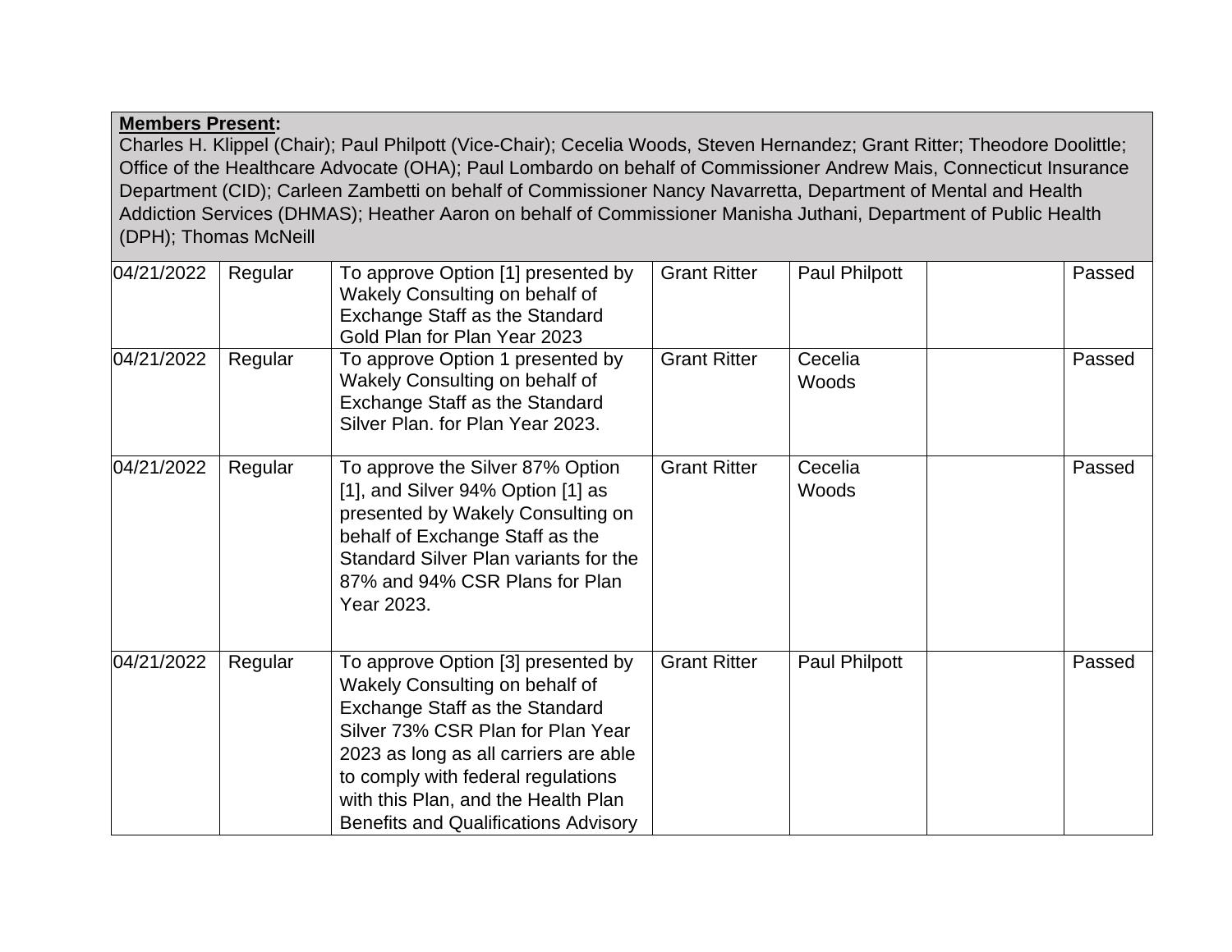**Members Present:**
Charles H. Klippel (Chair); Paul Philpott (Vice-Chair); Cecelia Woods, Steven Hernandez; Grant Ritter; Theodore Doolittle; Office of the Healthcare Advocate (OHA); Paul Lombardo on behalf of Commissioner Andrew Mais, Connecticut Insurance Department (CID); Carleen Zambetti on behalf of Commissioner Nancy Navarretta, Department of Mental and Health Addiction Services (DHMAS); Heather Aaron on behalf of Commissioner Manisha Juthani, Department of Public Health (DPH); Thomas McNeill

| | | | | | | |
|---|---|---|---|---|---|---|
| 04/21/2022 | Regular | To approve Option [1] presented by Wakely Consulting on behalf of Exchange Staff as the Standard Gold Plan for Plan Year 2023 | Grant Ritter | Paul Philpott | | Passed |
| 04/21/2022 | Regular | To approve Option 1 presented by Wakely Consulting on behalf of Exchange Staff as the Standard Silver Plan. for Plan Year 2023. | Grant Ritter | Cecelia Woods | | Passed |
| 04/21/2022 | Regular | To approve the Silver 87% Option [1], and Silver 94% Option [1] as presented by Wakely Consulting on behalf of Exchange Staff as the Standard Silver Plan variants for the 87% and 94% CSR Plans for Plan Year 2023. | Grant Ritter | Cecelia Woods | | Passed |
| 04/21/2022 | Regular | To approve Option [3] presented by Wakely Consulting on behalf of Exchange Staff as the Standard Silver 73% CSR Plan for Plan Year 2023 as long as all carriers are able to comply with federal regulations with this Plan, and the Health Plan Benefits and Qualifications Advisory | Grant Ritter | Paul Philpott | | Passed |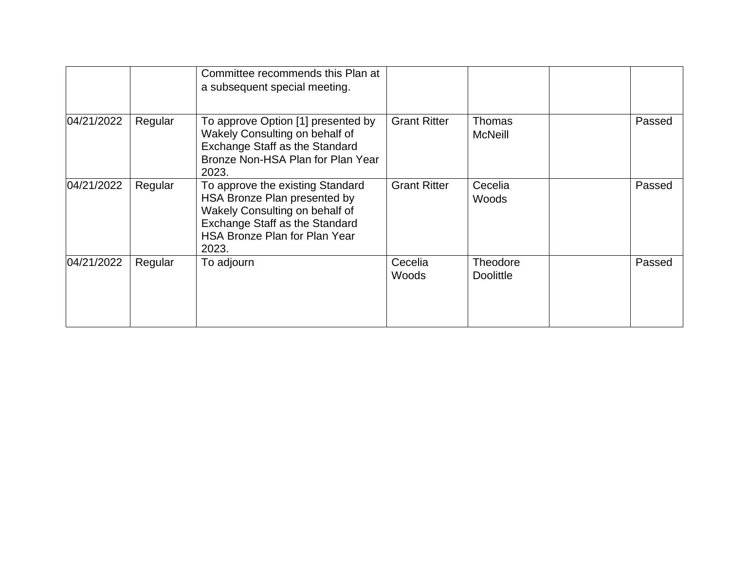| | | | | | | |
|---|---|---|---|---|---|---|
| | | Committee recommends this Plan at a subsequent special meeting. | | | | |
| 04/21/2022 | Regular | To approve Option [1] presented by Wakely Consulting on behalf of Exchange Staff as the Standard Bronze Non-HSA Plan for Plan Year 2023. | Grant Ritter | Thomas McNeill | | Passed |
| 04/21/2022 | Regular | To approve the existing Standard HSA Bronze Plan presented by Wakely Consulting on behalf of Exchange Staff as the Standard HSA Bronze Plan for Plan Year 2023. | Grant Ritter | Cecelia Woods | | Passed |
| 04/21/2022 | Regular | To adjourn | Cecelia Woods | Theodore Doolittle | | Passed |